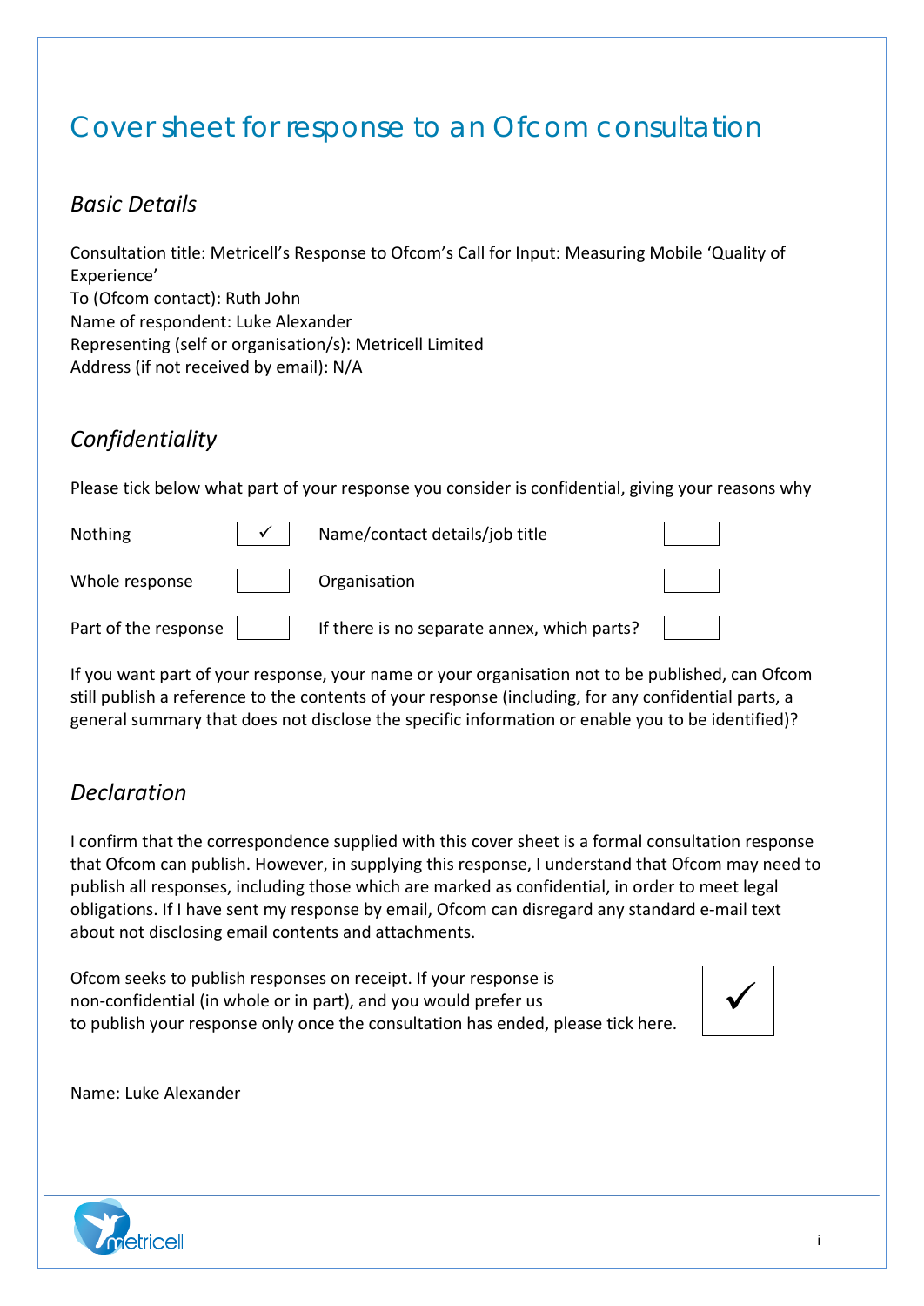# Cover sheet for response to an Ofcom consultation

## *Basic Details*

Consultation title: Metricell's Response to Ofcom's Call for Input: Measuring Mobile 'Quality of Experience'  
To (Ofcom contact): Ruth John  
Name of respondent: Luke Alexander  
Representing (self or organisation/s): Metricell Limited  
Address (if not received by email): N/A

## *Confidentiality*

Please tick below what part of your response you consider is confidential, giving your reasons why

| | | | |
|---|---|---|---|
| Nothing | ✓ | Name/contact details/job title | |
| Whole response | | Organisation | |
| Part of the response | | If there is no separate annex, which parts? | |

If you want part of your response, your name or your organisation not to be published, can Ofcom still publish a reference to the contents of your response (including, for any confidential parts, a general summary that does not disclose the specific information or enable you to be identified)?

## *Declaration*

I confirm that the correspondence supplied with this cover sheet is a formal consultation response that Ofcom can publish. However, in supplying this response, I understand that Ofcom may need to publish all responses, including those which are marked as confidential, in order to meet legal obligations. If I have sent my response by email, Ofcom can disregard any standard e-mail text about not disclosing email contents and attachments.

Ofcom seeks to publish responses on receipt. If your response is non-confidential (in whole or in part), and you would prefer us to publish your response only once the consultation has ended, please tick here. ✓

Name: Luke Alexander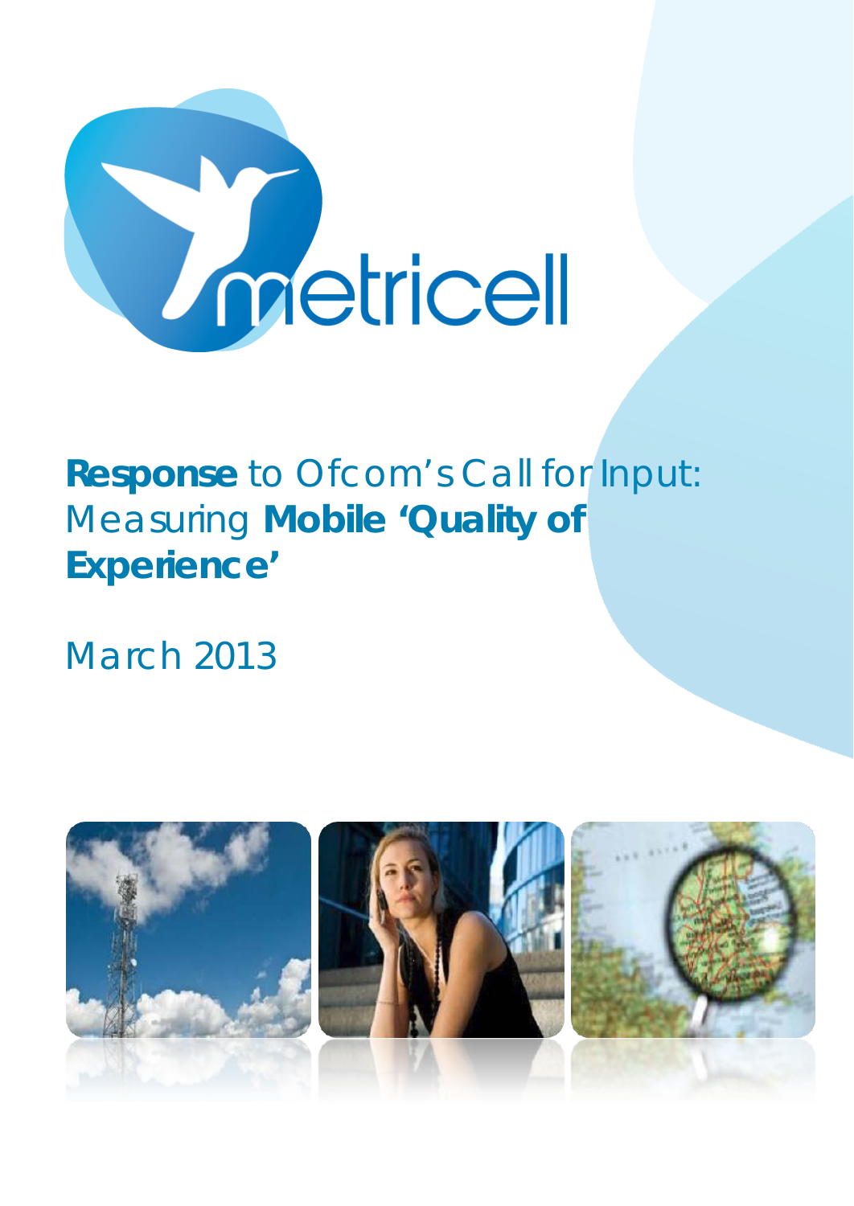# **Response** to Ofcom's Call for Input: Measuring **Mobile 'Quality of Experience'**

March 2013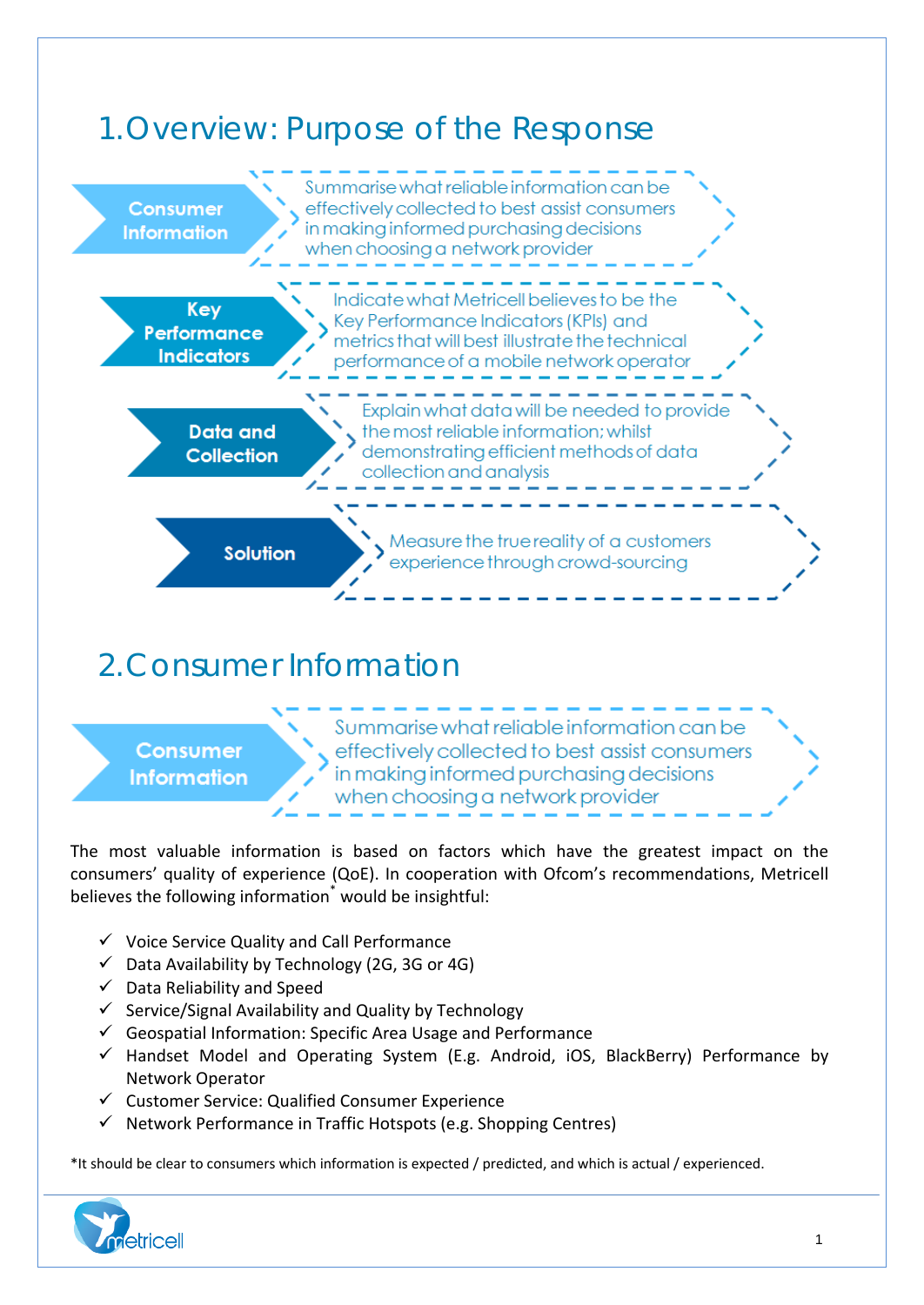# 1. Overview: Purpose of the Response

| | |
|---|---|
| **Consumer Information** | Summarise what reliable information can be effectively collected to best assist consumers in making informed purchasing decisions when choosing a network provider |
| **Key Performance Indicators** | Indicate what Metricell believes to be the Key Performance Indicators (KPIs) and metrics that will best illustrate the technical performance of a mobile network operator |
| **Data and Collection** | Explain what data will be needed to provide the most reliable information; whilst demonstrating efficient methods of data collection and analysis |
| **Solution** | Measure the true reality of a customers experience through crowd-sourcing |

# 2. Consumer Information

| | |
|---|---|
| **Consumer Information** | Summarise what reliable information can be effectively collected to best assist consumers in making informed purchasing decisions when choosing a network provider |

The most valuable information is based on factors which have the greatest impact on the consumers' quality of experience (QoE). In cooperation with Ofcom's recommendations, Metricell believes the following information* would be insightful:

- ✓ Voice Service Quality and Call Performance
- ✓ Data Availability by Technology (2G, 3G or 4G)
- ✓ Data Reliability and Speed
- ✓ Service/Signal Availability and Quality by Technology
- ✓ Geospatial Information: Specific Area Usage and Performance
- ✓ Handset Model and Operating System (E.g. Android, iOS, BlackBerry) Performance by Network Operator
- ✓ Customer Service: Qualified Consumer Experience
- ✓ Network Performance in Traffic Hotspots (e.g. Shopping Centres)

*It should be clear to consumers which information is expected / predicted, and which is actual / experienced.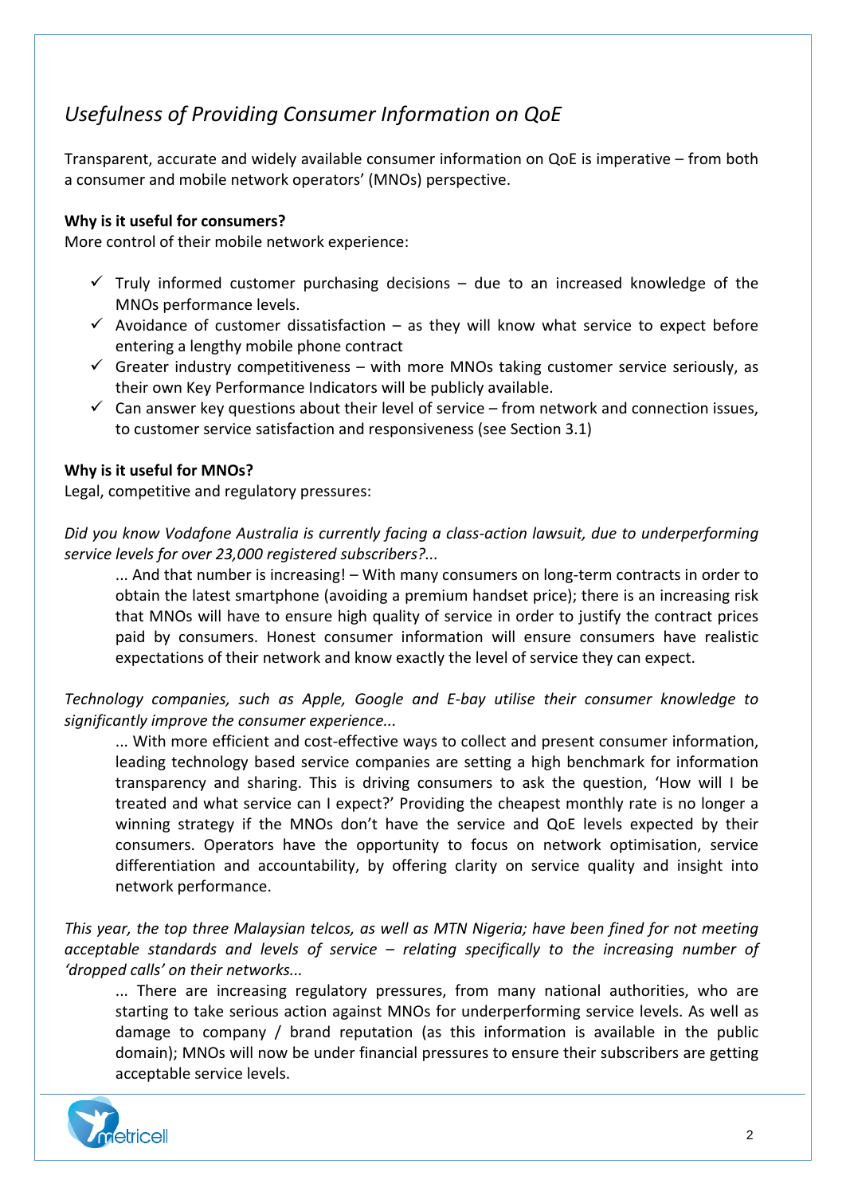## *Usefulness of Providing Consumer Information on QoE*

Transparent, accurate and widely available consumer information on QoE is imperative – from both a consumer and mobile network operators' (MNOs) perspective.

**Why is it useful for consumers?**
More control of their mobile network experience:

- ✓ Truly informed customer purchasing decisions – due to an increased knowledge of the MNOs performance levels.
- ✓ Avoidance of customer dissatisfaction – as they will know what service to expect before entering a lengthy mobile phone contract
- ✓ Greater industry competitiveness – with more MNOs taking customer service seriously, as their own Key Performance Indicators will be publicly available.
- ✓ Can answer key questions about their level of service – from network and connection issues, to customer service satisfaction and responsiveness (see Section 3.1)

**Why is it useful for MNOs?**
Legal, competitive and regulatory pressures:

*Did you know Vodafone Australia is currently facing a class-action lawsuit, due to underperforming service levels for over 23,000 registered subscribers?...*

> ... And that number is increasing! – With many consumers on long-term contracts in order to obtain the latest smartphone (avoiding a premium handset price); there is an increasing risk that MNOs will have to ensure high quality of service in order to justify the contract prices paid by consumers. Honest consumer information will ensure consumers have realistic expectations of their network and know exactly the level of service they can expect.

*Technology companies, such as Apple, Google and E-bay utilise their consumer knowledge to significantly improve the consumer experience...*

> ... With more efficient and cost-effective ways to collect and present consumer information, leading technology based service companies are setting a high benchmark for information transparency and sharing. This is driving consumers to ask the question, 'How will I be treated and what service can I expect?' Providing the cheapest monthly rate is no longer a winning strategy if the MNOs don't have the service and QoE levels expected by their consumers. Operators have the opportunity to focus on network optimisation, service differentiation and accountability, by offering clarity on service quality and insight into network performance.

*This year, the top three Malaysian telcos, as well as MTN Nigeria; have been fined for not meeting acceptable standards and levels of service – relating specifically to the increasing number of 'dropped calls' on their networks...*

> ... There are increasing regulatory pressures, from many national authorities, who are starting to take serious action against MNOs for underperforming service levels. As well as damage to company / brand reputation (as this information is available in the public domain); MNOs will now be under financial pressures to ensure their subscribers are getting acceptable service levels.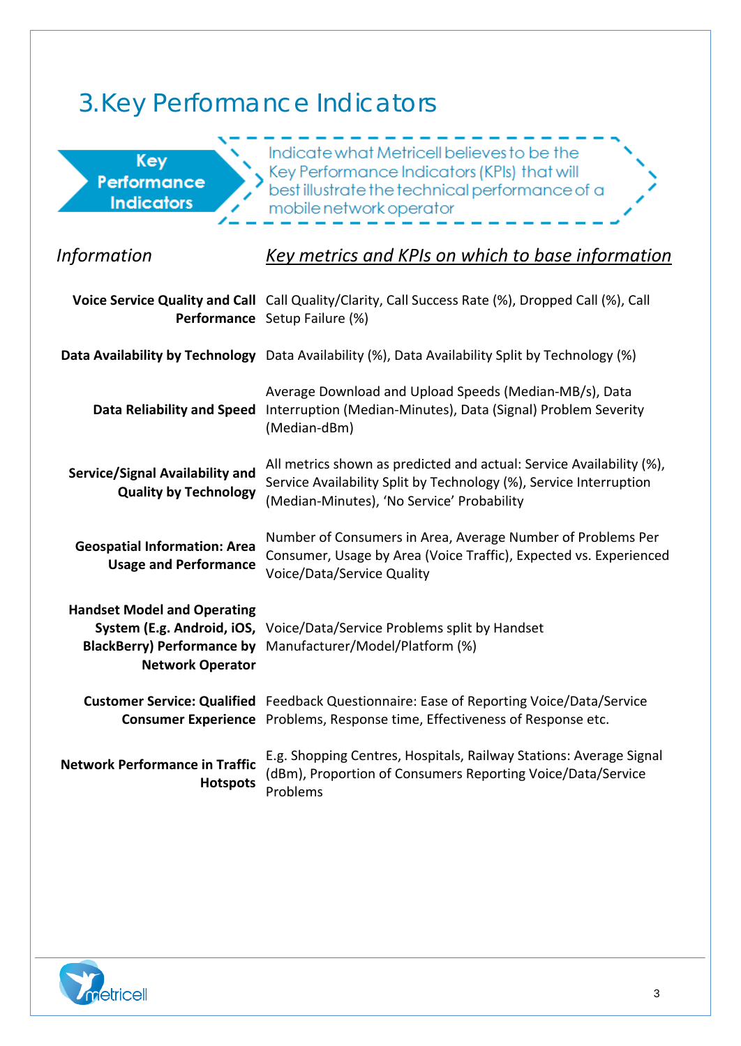# 3. Key Performance Indicators

**Key Performance Indicators**

Indicate what Metricell believes to be the Key Performance Indicators (KPIs) that will best illustrate the technical performance of a mobile network operator

| *Information* | *Key metrics and KPIs on which to base information* |
| --- | --- |
| **Voice Service Quality and Call Performance** | Call Quality/Clarity, Call Success Rate (%), Dropped Call (%), Call Setup Failure (%) |
| **Data Availability by Technology** | Data Availability (%), Data Availability Split by Technology (%) |
| **Data Reliability and Speed** | Average Download and Upload Speeds (Median-MB/s), Data Interruption (Median-Minutes), Data (Signal) Problem Severity (Median-dBm) |
| **Service/Signal Availability and Quality by Technology** | All metrics shown as predicted and actual: Service Availability (%), Service Availability Split by Technology (%), Service Interruption (Median-Minutes), 'No Service' Probability |
| **Geospatial Information: Area Usage and Performance** | Number of Consumers in Area, Average Number of Problems Per Consumer, Usage by Area (Voice Traffic), Expected vs. Experienced Voice/Data/Service Quality |
| **Handset Model and Operating System (E.g. Android, iOS, BlackBerry) Performance by Network Operator** | Voice/Data/Service Problems split by Handset Manufacturer/Model/Platform (%) |
| **Customer Service: Qualified Consumer Experience** | Feedback Questionnaire: Ease of Reporting Voice/Data/Service Problems, Response time, Effectiveness of Response etc. |
| **Network Performance in Traffic Hotspots** | E.g. Shopping Centres, Hospitals, Railway Stations: Average Signal (dBm), Proportion of Consumers Reporting Voice/Data/Service Problems |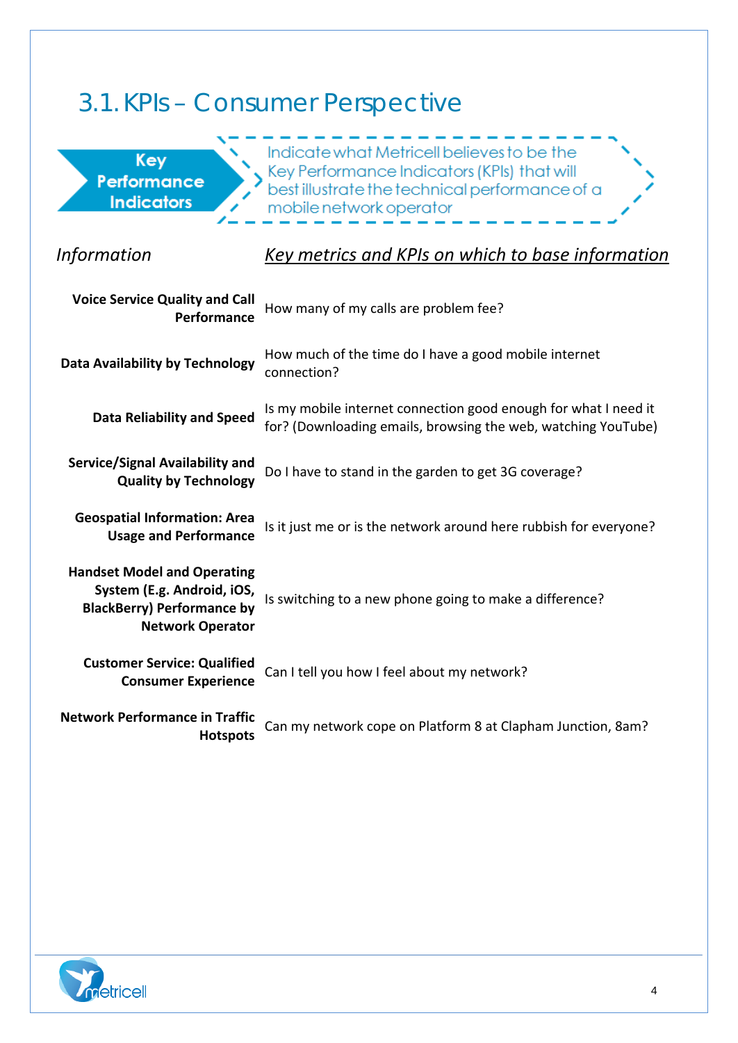## 3.1. KPIs – Consumer Perspective

**Key Performance Indicators**

Indicate what Metricell believes to be the Key Performance Indicators (KPIs) that will best illustrate the technical performance of a mobile network operator

| *Information* | *Key metrics and KPIs on which to base information* |
|---|---|
| **Voice Service Quality and Call Performance** | How many of my calls are problem fee? |
| **Data Availability by Technology** | How much of the time do I have a good mobile internet connection? |
| **Data Reliability and Speed** | Is my mobile internet connection good enough for what I need it for? (Downloading emails, browsing the web, watching YouTube) |
| **Service/Signal Availability and Quality by Technology** | Do I have to stand in the garden to get 3G coverage? |
| **Geospatial Information: Area Usage and Performance** | Is it just me or is the network around here rubbish for everyone? |
| **Handset Model and Operating System (E.g. Android, iOS, BlackBerry) Performance by Network Operator** | Is switching to a new phone going to make a difference? |
| **Customer Service: Qualified Consumer Experience** | Can I tell you how I feel about my network? |
| **Network Performance in Traffic Hotspots** | Can my network cope on Platform 8 at Clapham Junction, 8am? |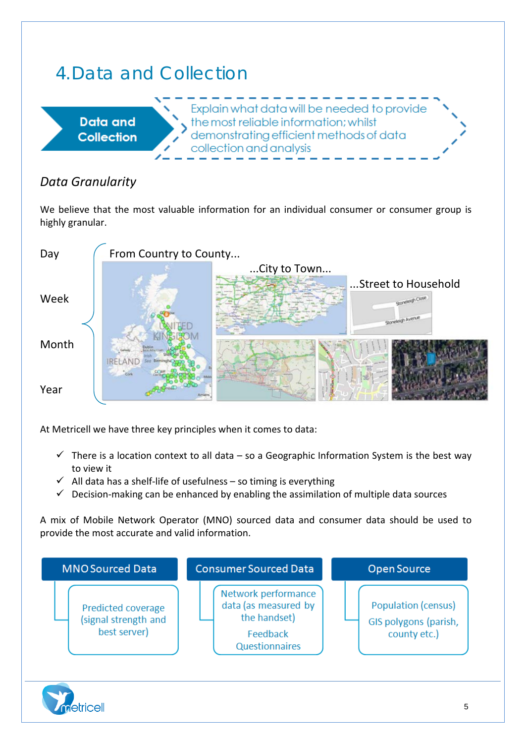# 4. Data and Collection

**Data and Collection** — Explain what data will be needed to provide the most reliable information; whilst demonstrating efficient methods of data collection and analysis

## *Data Granularity*

We believe that the most valuable information for an individual consumer or consumer group is highly granular.

Day

Week

Month

Year

From Country to County...

...City to Town...

...Street to Household

At Metricell we have three key principles when it comes to data:

- ✓ There is a location context to all data – so a Geographic Information System is the best way to view it
- ✓ All data has a shelf-life of usefulness – so timing is everything
- ✓ Decision-making can be enhanced by enabling the assimilation of multiple data sources

A mix of Mobile Network Operator (MNO) sourced data and consumer data should be used to provide the most accurate and valid information.

| MNO Sourced Data | Consumer Sourced Data | Open Source |
| --- | --- | --- |
| Predicted coverage (signal strength and best server) | Network performance data (as measured by the handset)<br>Feedback<br>Questionnaires | Population (census)<br>GIS polygons (parish, county etc.) |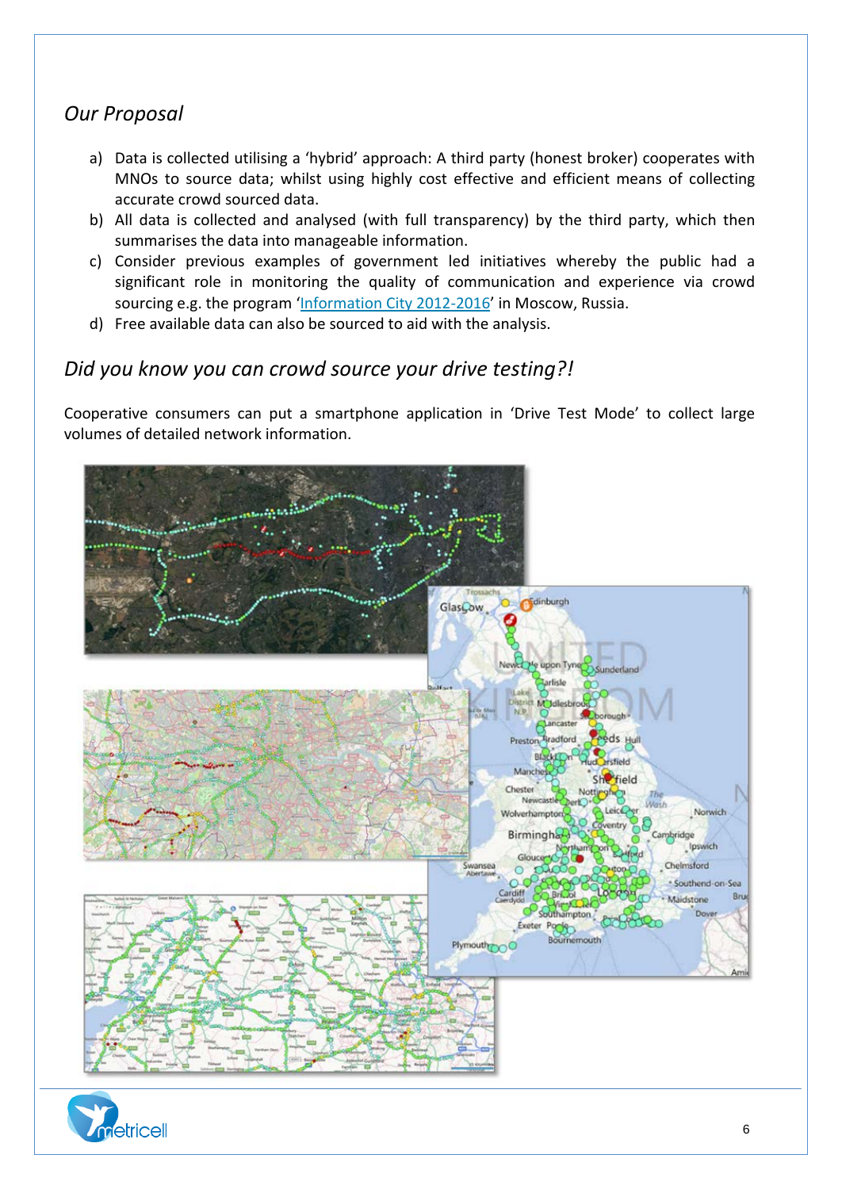## *Our Proposal*

a) Data is collected utilising a 'hybrid' approach: A third party (honest broker) cooperates with MNOs to source data; whilst using highly cost effective and efficient means of collecting accurate crowd sourced data.
b) All data is collected and analysed (with full transparency) by the third party, which then summarises the data into manageable information.
c) Consider previous examples of government led initiatives whereby the public had a significant role in monitoring the quality of communication and experience via crowd sourcing e.g. the program 'Information City 2012-2016' in Moscow, Russia.
d) Free available data can also be sourced to aid with the analysis.

## *Did you know you can crowd source your drive testing?!*

Cooperative consumers can put a smartphone application in 'Drive Test Mode' to collect large volumes of detailed network information.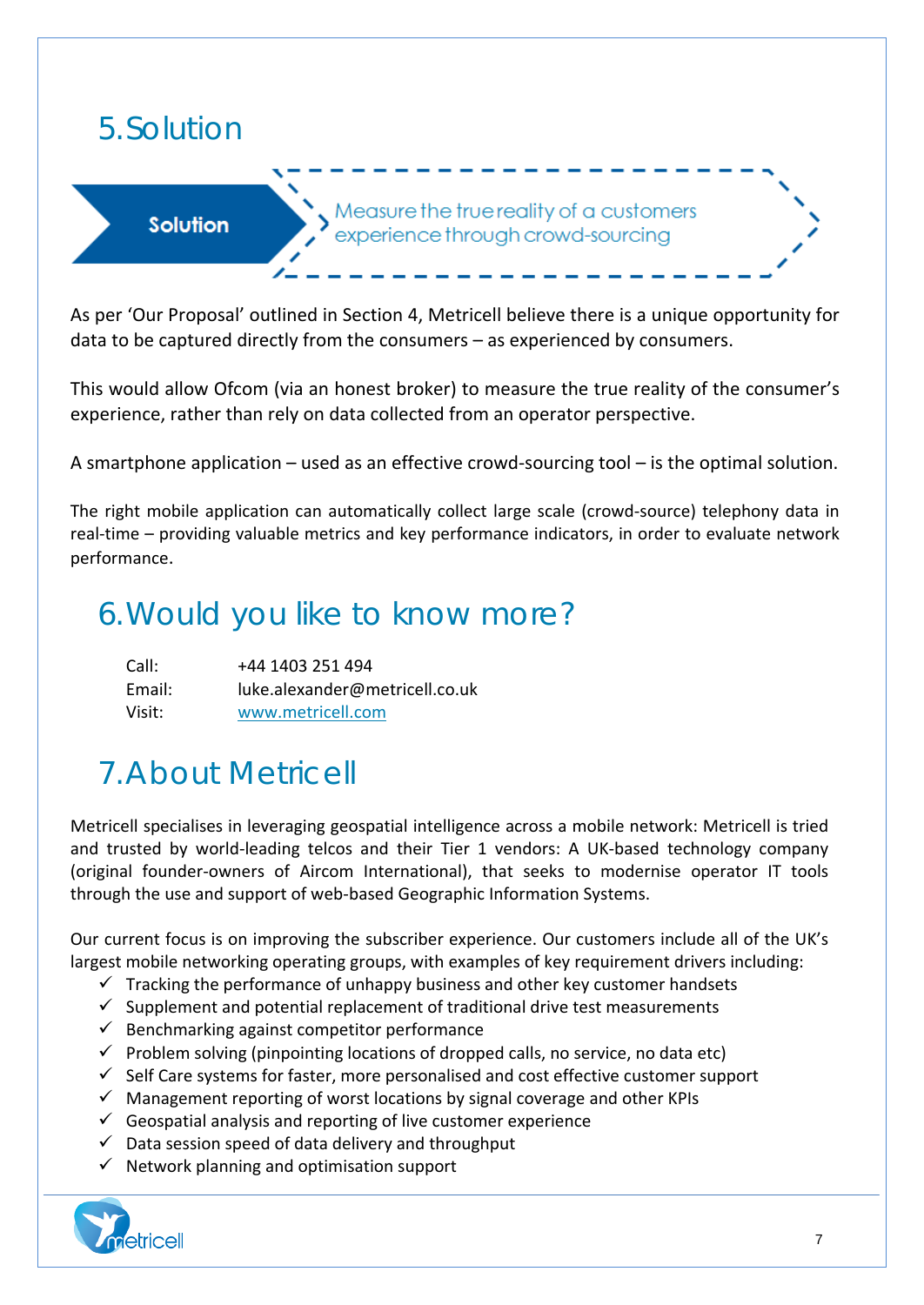## 5. Solution

**Solution**

Measure the true reality of a customers experience through crowd-sourcing

As per 'Our Proposal' outlined in Section 4, Metricell believe there is a unique opportunity for data to be captured directly from the consumers – as experienced by consumers.

This would allow Ofcom (via an honest broker) to measure the true reality of the consumer's experience, rather than rely on data collected from an operator perspective.

A smartphone application – used as an effective crowd-sourcing tool – is the optimal solution.

The right mobile application can automatically collect large scale (crowd-source) telephony data in real-time – providing valuable metrics and key performance indicators, in order to evaluate network performance.

## 6. Would you like to know more?

Call: +44 1403 251 494
Email: luke.alexander@metricell.co.uk
Visit: www.metricell.com

## 7. About Metricell

Metricell specialises in leveraging geospatial intelligence across a mobile network: Metricell is tried and trusted by world-leading telcos and their Tier 1 vendors: A UK-based technology company (original founder-owners of Aircom International), that seeks to modernise operator IT tools through the use and support of web-based Geographic Information Systems.

Our current focus is on improving the subscriber experience. Our customers include all of the UK's largest mobile networking operating groups, with examples of key requirement drivers including:

- ✓ Tracking the performance of unhappy business and other key customer handsets
- ✓ Supplement and potential replacement of traditional drive test measurements
- ✓ Benchmarking against competitor performance
- ✓ Problem solving (pinpointing locations of dropped calls, no service, no data etc)
- ✓ Self Care systems for faster, more personalised and cost effective customer support
- ✓ Management reporting of worst locations by signal coverage and other KPIs
- ✓ Geospatial analysis and reporting of live customer experience
- ✓ Data session speed of data delivery and throughput
- ✓ Network planning and optimisation support